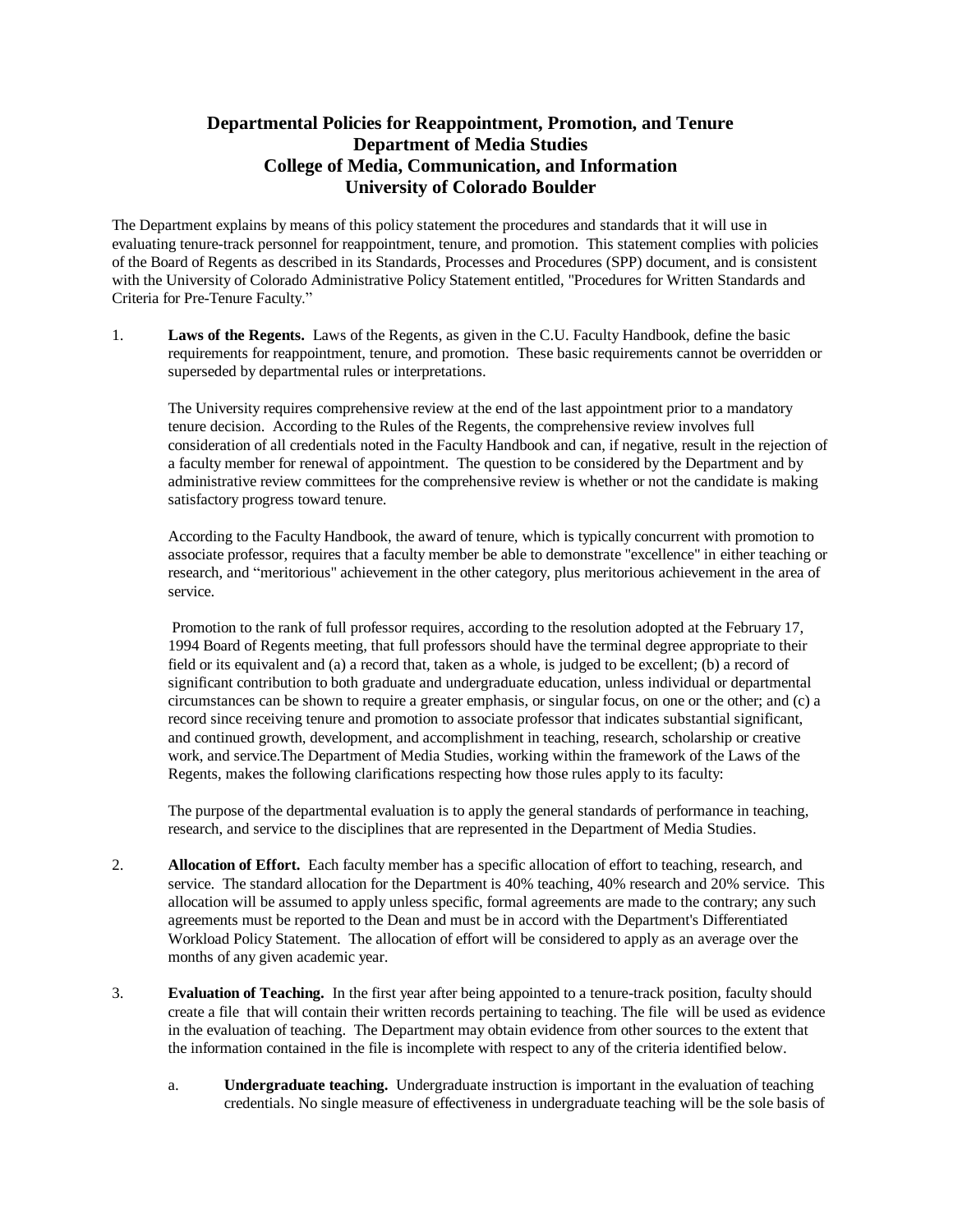# Departmental Policies for Reappointment, Promotion, and Tenure
## Department of Media Studies
## College of Media, Communication, and Information
## University of Colorado Boulder

The Department explains by means of this policy statement the procedures and standards that it will use in evaluating tenure-track personnel for reappointment, tenure, and promotion. This statement complies with policies of the Board of Regents as described in its Standards, Processes and Procedures (SPP) document, and is consistent with the University of Colorado Administrative Policy Statement entitled, "Procedures for Written Standards and Criteria for Pre-Tenure Faculty."

1. **Laws of the Regents.** Laws of the Regents, as given in the C.U. Faculty Handbook, define the basic requirements for reappointment, tenure, and promotion. These basic requirements cannot be overridden or superseded by departmental rules or interpretations.

   The University requires comprehensive review at the end of the last appointment prior to a mandatory tenure decision. According to the Rules of the Regents, the comprehensive review involves full consideration of all credentials noted in the Faculty Handbook and can, if negative, result in the rejection of a faculty member for renewal of appointment. The question to be considered by the Department and by administrative review committees for the comprehensive review is whether or not the candidate is making satisfactory progress toward tenure.

   According to the Faculty Handbook, the award of tenure, which is typically concurrent with promotion to associate professor, requires that a faculty member be able to demonstrate "excellence" in either teaching or research, and "meritorious" achievement in the other category, plus meritorious achievement in the area of service.

   Promotion to the rank of full professor requires, according to the resolution adopted at the February 17, 1994 Board of Regents meeting, that full professors should have the terminal degree appropriate to their field or its equivalent and (a) a record that, taken as a whole, is judged to be excellent; (b) a record of significant contribution to both graduate and undergraduate education, unless individual or departmental circumstances can be shown to require a greater emphasis, or singular focus, on one or the other; and (c) a record since receiving tenure and promotion to associate professor that indicates substantial significant, and continued growth, development, and accomplishment in teaching, research, scholarship or creative work, and service.The Department of Media Studies, working within the framework of the Laws of the Regents, makes the following clarifications respecting how those rules apply to its faculty:

   The purpose of the departmental evaluation is to apply the general standards of performance in teaching, research, and service to the disciplines that are represented in the Department of Media Studies.

2. **Allocation of Effort.** Each faculty member has a specific allocation of effort to teaching, research, and service. The standard allocation for the Department is 40% teaching, 40% research and 20% service. This allocation will be assumed to apply unless specific, formal agreements are made to the contrary; any such agreements must be reported to the Dean and must be in accord with the Department's Differentiated Workload Policy Statement. The allocation of effort will be considered to apply as an average over the months of any given academic year.

3. **Evaluation of Teaching.** In the first year after being appointed to a tenure-track position, faculty should create a file that will contain their written records pertaining to teaching. The file will be used as evidence in the evaluation of teaching. The Department may obtain evidence from other sources to the extent that the information contained in the file is incomplete with respect to any of the criteria identified below.

   a. **Undergraduate teaching.** Undergraduate instruction is important in the evaluation of teaching credentials. No single measure of effectiveness in undergraduate teaching will be the sole basis of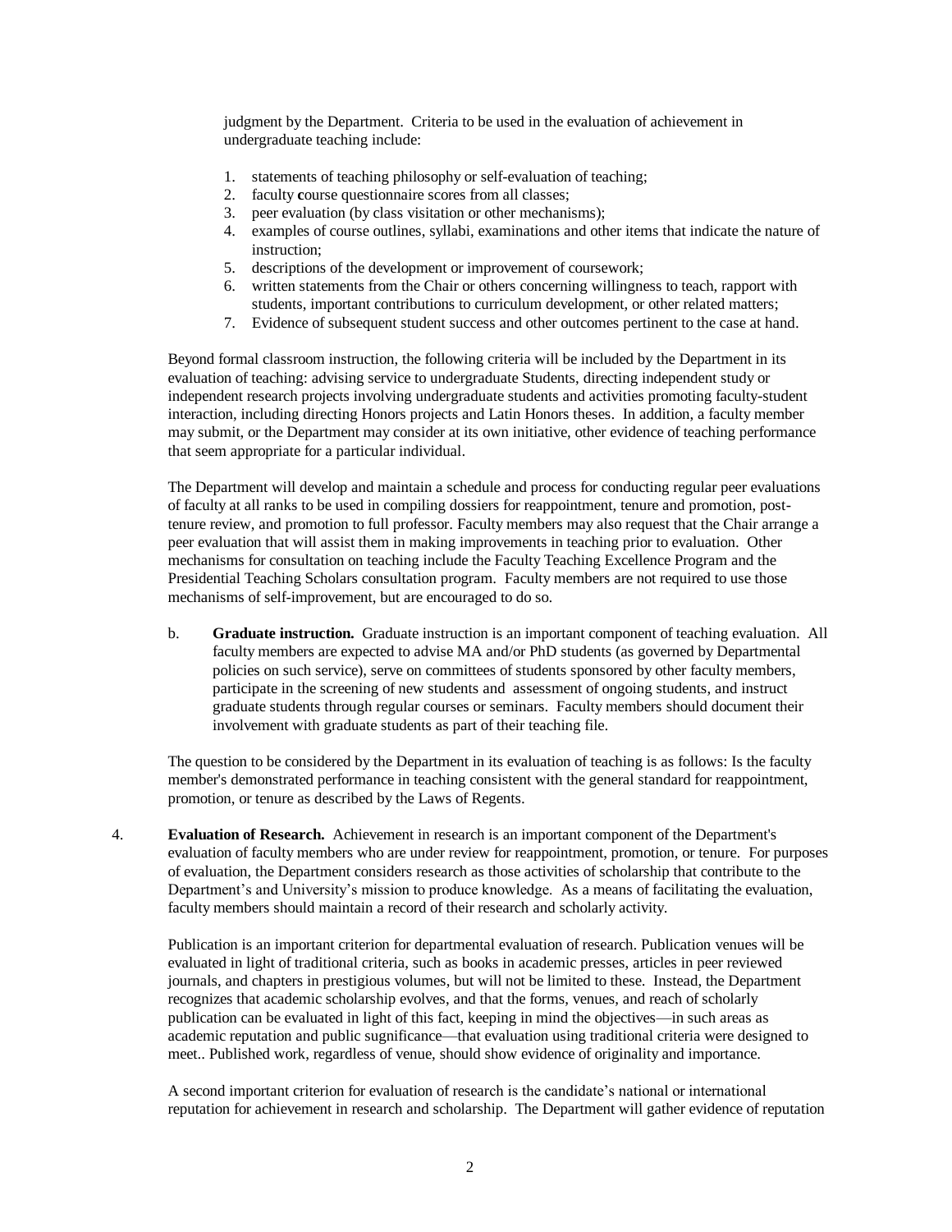judgment by the Department. Criteria to be used in the evaluation of achievement in undergraduate teaching include:

1. statements of teaching philosophy or self-evaluation of teaching;
2. faculty **c**ourse questionnaire scores from all classes;
3. peer evaluation (by class visitation or other mechanisms);
4. examples of course outlines, syllabi, examinations and other items that indicate the nature of instruction;
5. descriptions of the development or improvement of coursework;
6. written statements from the Chair or others concerning willingness to teach, rapport with students, important contributions to curriculum development, or other related matters;
7. Evidence of subsequent student success and other outcomes pertinent to the case at hand.

Beyond formal classroom instruction, the following criteria will be included by the Department in its evaluation of teaching: advising service to undergraduate Students, directing independent study or independent research projects involving undergraduate students and activities promoting faculty-student interaction, including directing Honors projects and Latin Honors theses. In addition, a faculty member may submit, or the Department may consider at its own initiative, other evidence of teaching performance that seem appropriate for a particular individual.

The Department will develop and maintain a schedule and process for conducting regular peer evaluations of faculty at all ranks to be used in compiling dossiers for reappointment, tenure and promotion, post-tenure review, and promotion to full professor. Faculty members may also request that the Chair arrange a peer evaluation that will assist them in making improvements in teaching prior to evaluation. Other mechanisms for consultation on teaching include the Faculty Teaching Excellence Program and the Presidential Teaching Scholars consultation program. Faculty members are not required to use those mechanisms of self-improvement, but are encouraged to do so.

b. **Graduate instruction.** Graduate instruction is an important component of teaching evaluation. All faculty members are expected to advise MA and/or PhD students (as governed by Departmental policies on such service), serve on committees of students sponsored by other faculty members, participate in the screening of new students and assessment of ongoing students, and instruct graduate students through regular courses or seminars. Faculty members should document their involvement with graduate students as part of their teaching file.

The question to be considered by the Department in its evaluation of teaching is as follows: Is the faculty member's demonstrated performance in teaching consistent with the general standard for reappointment, promotion, or tenure as described by the Laws of Regents.

4. **Evaluation of Research.** Achievement in research is an important component of the Department's evaluation of faculty members who are under review for reappointment, promotion, or tenure. For purposes of evaluation, the Department considers research as those activities of scholarship that contribute to the Department's and University's mission to produce knowledge. As a means of facilitating the evaluation, faculty members should maintain a record of their research and scholarly activity.

Publication is an important criterion for departmental evaluation of research. Publication venues will be evaluated in light of traditional criteria, such as books in academic presses, articles in peer reviewed journals, and chapters in prestigious volumes, but will not be limited to these. Instead, the Department recognizes that academic scholarship evolves, and that the forms, venues, and reach of scholarly publication can be evaluated in light of this fact, keeping in mind the objectives—in such areas as academic reputation and public significance—that evaluation using traditional criteria were designed to meet.. Published work, regardless of venue, should show evidence of originality and importance.

A second important criterion for evaluation of research is the candidate's national or international reputation for achievement in research and scholarship. The Department will gather evidence of reputation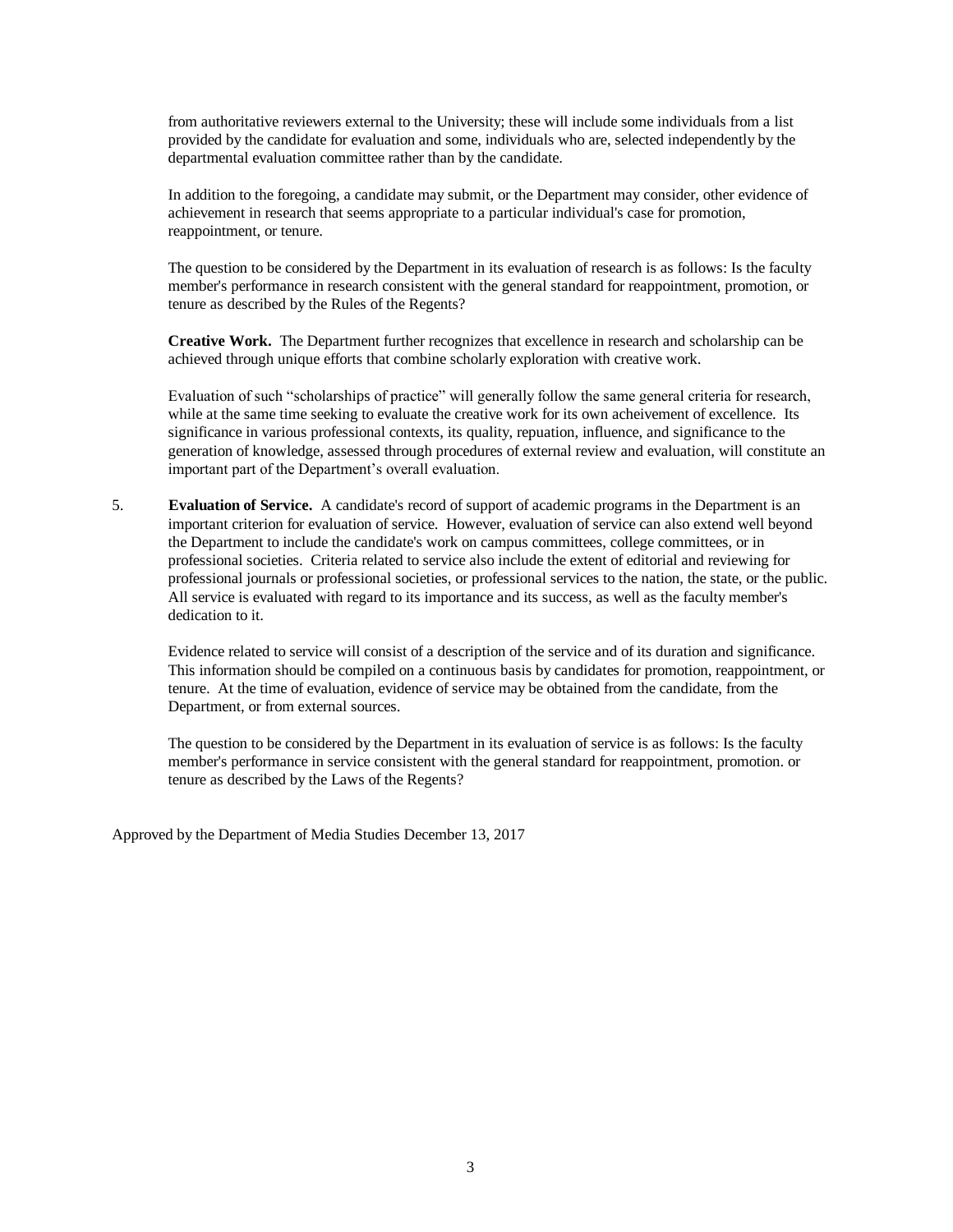from authoritative reviewers external to the University; these will include some individuals from a list provided by the candidate for evaluation and some, individuals who are, selected independently by the departmental evaluation committee rather than by the candidate.

In addition to the foregoing, a candidate may submit, or the Department may consider, other evidence of achievement in research that seems appropriate to a particular individual's case for promotion, reappointment, or tenure.

The question to be considered by the Department in its evaluation of research is as follows: Is the faculty member's performance in research consistent with the general standard for reappointment, promotion, or tenure as described by the Rules of the Regents?

**Creative Work.** The Department further recognizes that excellence in research and scholarship can be achieved through unique efforts that combine scholarly exploration with creative work.

Evaluation of such "scholarships of practice" will generally follow the same general criteria for research, while at the same time seeking to evaluate the creative work for its own acheivement of excellence. Its significance in various professional contexts, its quality, repuation, influence, and significance to the generation of knowledge, assessed through procedures of external review and evaluation, will constitute an important part of the Department's overall evaluation.

5. **Evaluation of Service.** A candidate's record of support of academic programs in the Department is an important criterion for evaluation of service. However, evaluation of service can also extend well beyond the Department to include the candidate's work on campus committees, college committees, or in professional societies. Criteria related to service also include the extent of editorial and reviewing for professional journals or professional societies, or professional services to the nation, the state, or the public. All service is evaluated with regard to its importance and its success, as well as the faculty member's dedication to it.

   Evidence related to service will consist of a description of the service and of its duration and significance. This information should be compiled on a continuous basis by candidates for promotion, reappointment, or tenure. At the time of evaluation, evidence of service may be obtained from the candidate, from the Department, or from external sources.

   The question to be considered by the Department in its evaluation of service is as follows: Is the faculty member's performance in service consistent with the general standard for reappointment, promotion. or tenure as described by the Laws of the Regents?

Approved by the Department of Media Studies December 13, 2017